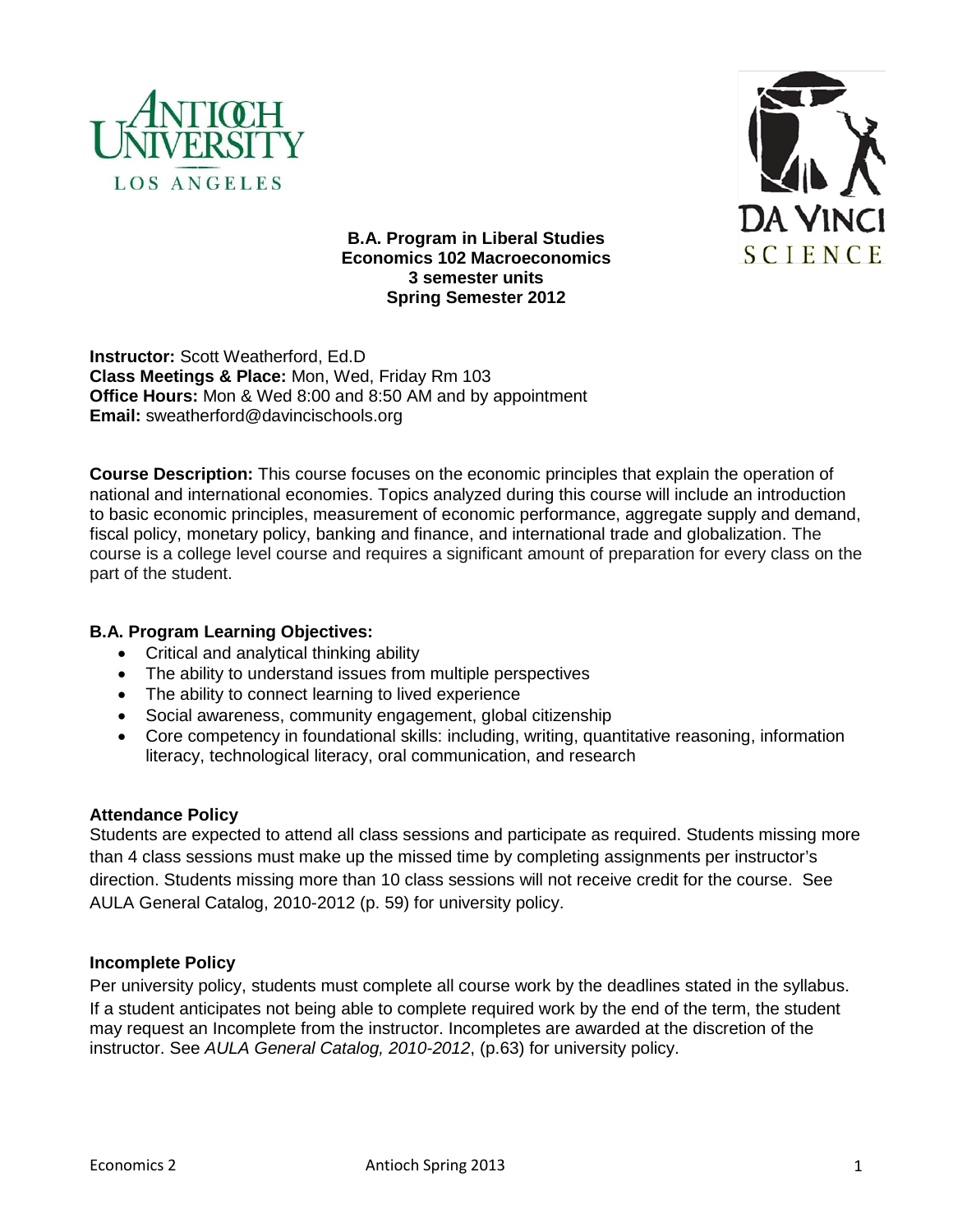**B.A. Program in Liberal Studies**
**Economics 102 Macroeconomics**
**3 semester units**
**Spring Semester 2012**

**Instructor:** Scott Weatherford, Ed.D
**Class Meetings & Place:** Mon, Wed, Friday Rm 103
**Office Hours:** Mon & Wed 8:00 and 8:50 AM and by appointment
**Email:** sweatherford@davincischools.org

**Course Description:** This course focuses on the economic principles that explain the operation of national and international economies. Topics analyzed during this course will include an introduction to basic economic principles, measurement of economic performance, aggregate supply and demand, fiscal policy, monetary policy, banking and finance, and international trade and globalization. The course is a college level course and requires a significant amount of preparation for every class on the part of the student.

**B.A. Program Learning Objectives:**

- Critical and analytical thinking ability
- The ability to understand issues from multiple perspectives
- The ability to connect learning to lived experience
- Social awareness, community engagement, global citizenship
- Core competency in foundational skills: including, writing, quantitative reasoning, information literacy, technological literacy, oral communication, and research

**Attendance Policy**

Students are expected to attend all class sessions and participate as required. Students missing more than 4 class sessions must make up the missed time by completing assignments per instructor's direction. Students missing more than 10 class sessions will not receive credit for the course. See AULA General Catalog, 2010-2012 (p. 59) for university policy.

**Incomplete Policy**

Per university policy, students must complete all course work by the deadlines stated in the syllabus. If a student anticipates not being able to complete required work by the end of the term, the student may request an Incomplete from the instructor. Incompletes are awarded at the discretion of the instructor. See *AULA General Catalog, 2010-2012*, (p.63) for university policy.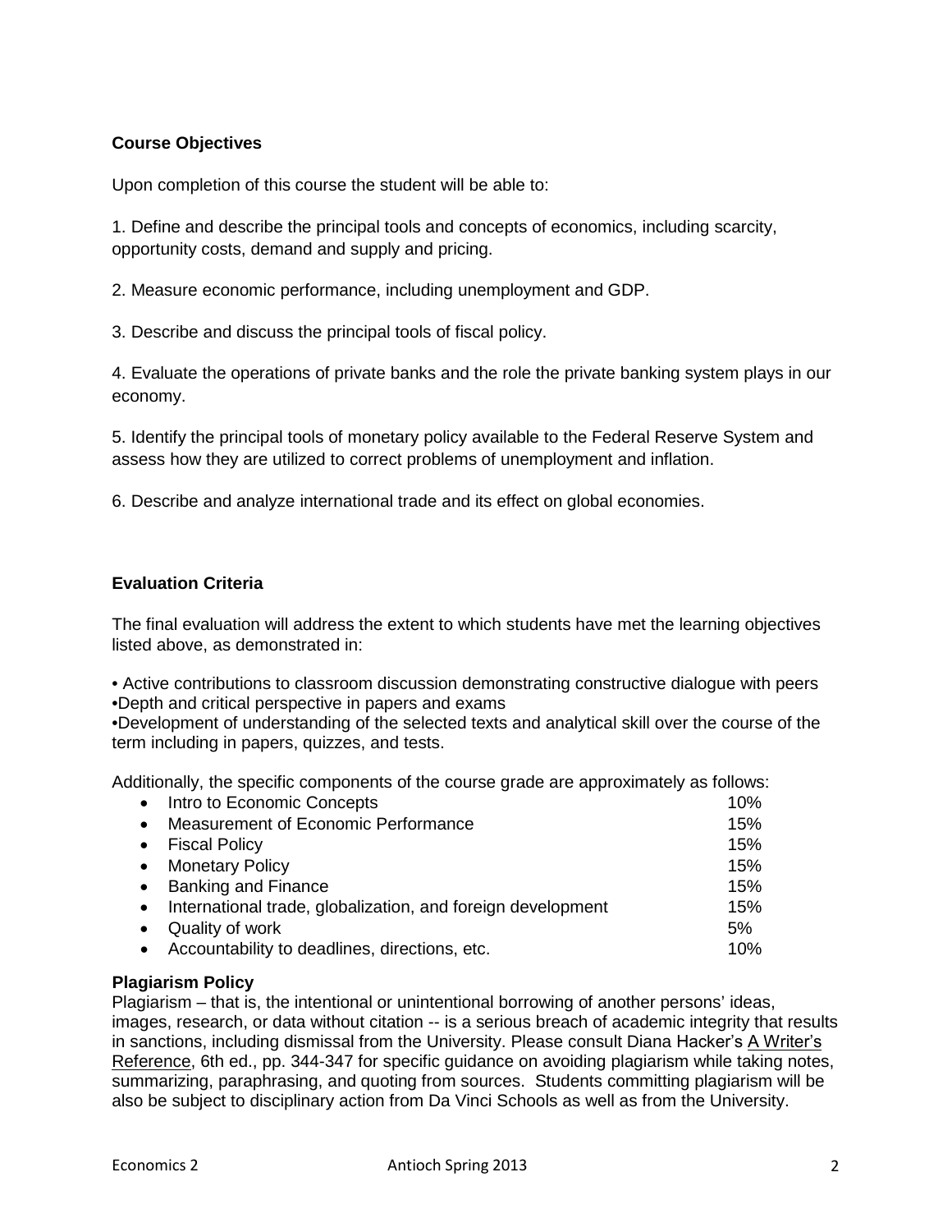## Course Objectives

Upon completion of this course the student will be able to:

1. Define and describe the principal tools and concepts of economics, including scarcity, opportunity costs, demand and supply and pricing.

2. Measure economic performance, including unemployment and GDP.

3. Describe and discuss the principal tools of fiscal policy.

4. Evaluate the operations of private banks and the role the private banking system plays in our economy.

5. Identify the principal tools of monetary policy available to the Federal Reserve System and assess how they are utilized to correct problems of unemployment and inflation.

6. Describe and analyze international trade and its effect on global economies.

## Evaluation Criteria

The final evaluation will address the extent to which students have met the learning objectives listed above, as demonstrated in:

- Active contributions to classroom discussion demonstrating constructive dialogue with peers
- Depth and critical perspective in papers and exams
- Development of understanding of the selected texts and analytical skill over the course of the term including in papers, quizzes, and tests.

Additionally, the specific components of the course grade are approximately as follows:

| Component | Percentage |
|---|---|
| Intro to Economic Concepts | 10% |
| Measurement of Economic Performance | 15% |
| Fiscal Policy | 15% |
| Monetary Policy | 15% |
| Banking and Finance | 15% |
| International trade, globalization, and foreign development | 15% |
| Quality of work | 5% |
| Accountability to deadlines, directions, etc. | 10% |

## Plagiarism Policy

Plagiarism – that is, the intentional or unintentional borrowing of another persons' ideas, images, research, or data without citation -- is a serious breach of academic integrity that results in sanctions, including dismissal from the University. Please consult Diana Hacker's A Writer's Reference, 6th ed., pp. 344-347 for specific guidance on avoiding plagiarism while taking notes, summarizing, paraphrasing, and quoting from sources. Students committing plagiarism will be also be subject to disciplinary action from Da Vinci Schools as well as from the University.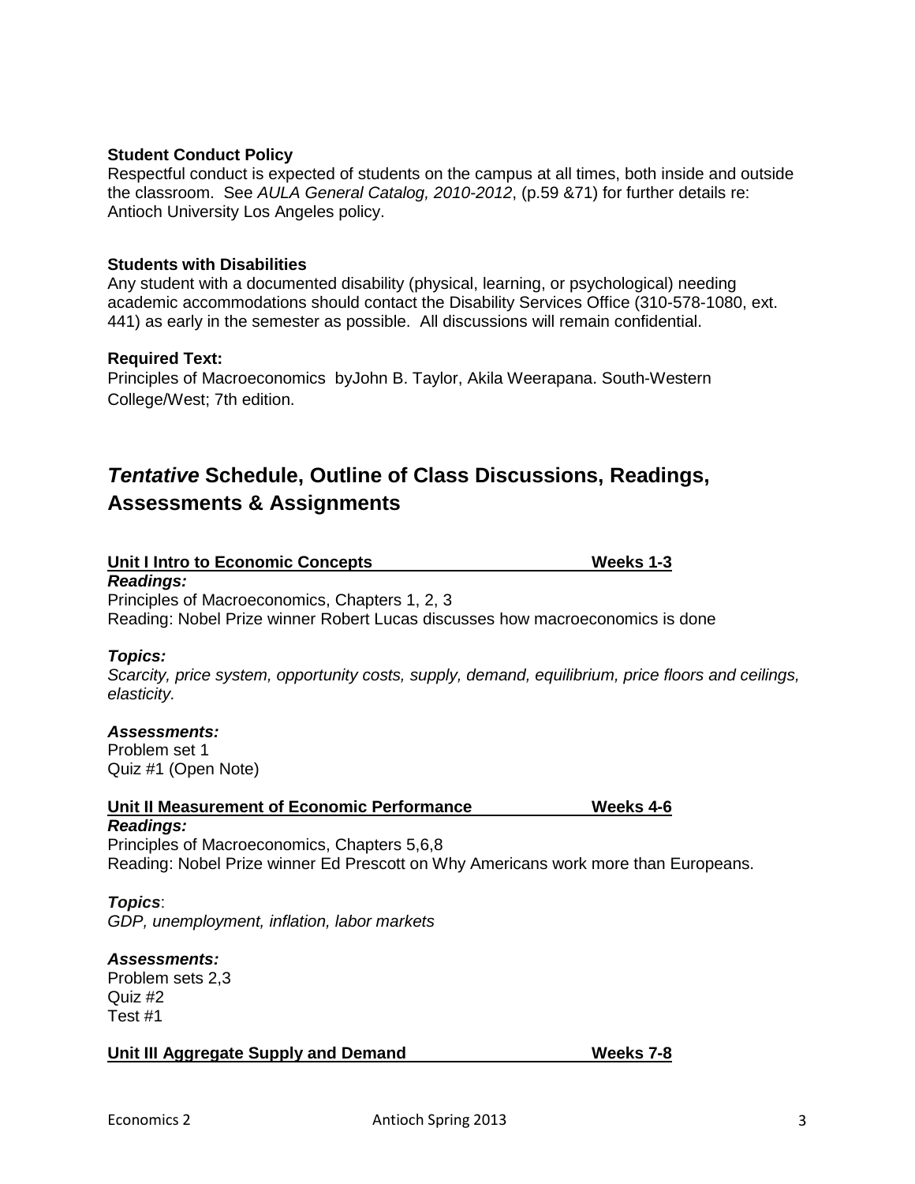**Student Conduct Policy**
Respectful conduct is expected of students on the campus at all times, both inside and outside the classroom. See *AULA General Catalog, 2010-2012*, (p.59 &71) for further details re: Antioch University Los Angeles policy.

**Students with Disabilities**
Any student with a documented disability (physical, learning, or psychological) needing academic accommodations should contact the Disability Services Office (310-578-1080, ext. 441) as early in the semester as possible. All discussions will remain confidential.

**Required Text:**
Principles of Macroeconomics byJohn B. Taylor, Akila Weerapana. South-Western College/West; 7th edition.

## ***Tentative*** Schedule, Outline of Class Discussions, Readings, Assessments & Assignments

**Unit I Intro to Economic Concepts Weeks 1-3**

***Readings:***
Principles of Macroeconomics, Chapters 1, 2, 3
Reading: Nobel Prize winner Robert Lucas discusses how macroeconomics is done

***Topics:***
*Scarcity, price system, opportunity costs, supply, demand, equilibrium, price floors and ceilings, elasticity.*

***Assessments:***
Problem set 1
Quiz #1 (Open Note)

**Unit II Measurement of Economic Performance Weeks 4-6**

***Readings:***
Principles of Macroeconomics, Chapters 5,6,8
Reading: Nobel Prize winner Ed Prescott on Why Americans work more than Europeans.

***Topics***:
*GDP, unemployment, inflation, labor markets*

***Assessments:***
Problem sets 2,3
Quiz #2
Test #1

**Unit III Aggregate Supply and Demand Weeks 7-8**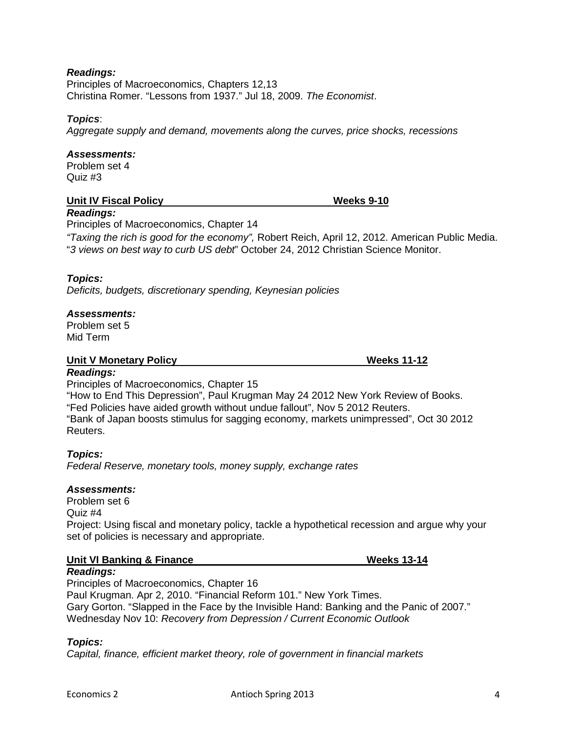***Readings:***
Principles of Macroeconomics, Chapters 12,13
Christina Romer. "Lessons from 1937." Jul 18, 2009. *The Economist*.

***Topics***:
*Aggregate supply and demand, movements along the curves, price shocks, recessions*

***Assessments:***
Problem set 4
Quiz #3

## Unit IV Fiscal Policy — Weeks 9-10

***Readings:***
Principles of Macroeconomics, Chapter 14
*"Taxing the rich is good for the economy",* Robert Reich, April 12, 2012. American Public Media.
"*3 views on best way to curb US debt*" October 24, 2012 Christian Science Monitor.

***Topics:***
*Deficits, budgets, discretionary spending, Keynesian policies*

***Assessments:***
Problem set 5
Mid Term

## Unit V Monetary Policy — Weeks 11-12

***Readings:***
Principles of Macroeconomics, Chapter 15
"How to End This Depression", Paul Krugman May 24 2012 New York Review of Books.
"Fed Policies have aided growth without undue fallout", Nov 5 2012 Reuters.
"Bank of Japan boosts stimulus for sagging economy, markets unimpressed", Oct 30 2012 Reuters.

***Topics:***
*Federal Reserve, monetary tools, money supply, exchange rates*

***Assessments:***
Problem set 6
Quiz #4
Project: Using fiscal and monetary policy, tackle a hypothetical recession and argue why your set of policies is necessary and appropriate.

## Unit VI Banking & Finance — Weeks 13-14

***Readings:***
Principles of Macroeconomics, Chapter 16
Paul Krugman. Apr 2, 2010. "Financial Reform 101." New York Times.
Gary Gorton. "Slapped in the Face by the Invisible Hand: Banking and the Panic of 2007."
Wednesday Nov 10: *Recovery from Depression / Current Economic Outlook*

***Topics:***
*Capital, finance, efficient market theory, role of government in financial markets*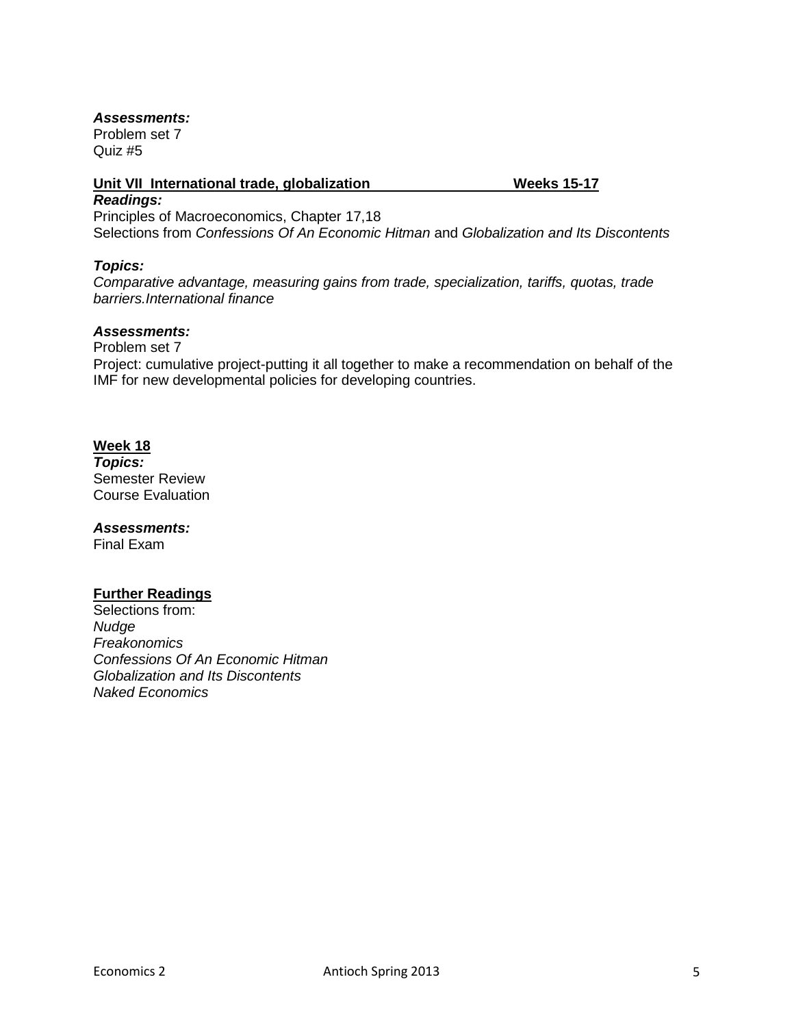***Assessments:***
Problem set 7
Quiz #5

**Unit VII International trade, globalization Weeks 15-17**

***Readings:***
Principles of Macroeconomics, Chapter 17,18
Selections from *Confessions Of An Economic Hitman* and *Globalization and Its Discontents*

***Topics:***
*Comparative advantage, measuring gains from trade, specialization, tariffs, quotas, trade barriers.International finance*

***Assessments:***
Problem set 7
Project: cumulative project-putting it all together to make a recommendation on behalf of the IMF for new developmental policies for developing countries.

**Week 18**

***Topics:***
Semester Review
Course Evaluation

***Assessments:***
Final Exam

**Further Readings**

Selections from:
*Nudge*
*Freakonomics*
*Confessions Of An Economic Hitman*
*Globalization and Its Discontents*
*Naked Economics*